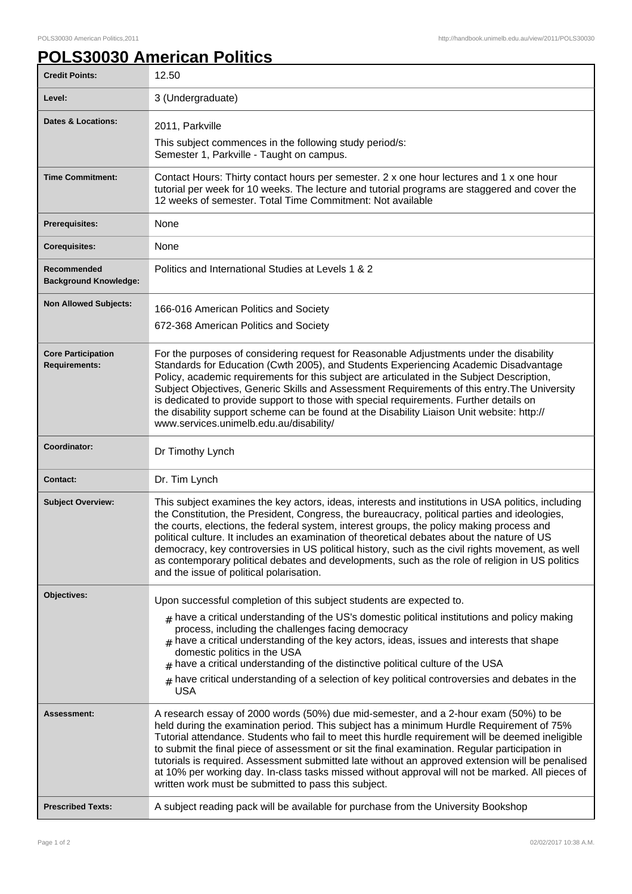# POLS30030 American Politics

| | |
|---|---|
| **Credit Points:** | 12.50 |
| **Level:** | 3 (Undergraduate) |
| **Dates & Locations:** | 2011, Parkville<br>This subject commences in the following study period/s:<br>Semester 1, Parkville - Taught on campus. |
| **Time Commitment:** | Contact Hours: Thirty contact hours per semester. 2 x one hour lectures and 1 x one hour tutorial per week for 10 weeks. The lecture and tutorial programs are staggered and cover the 12 weeks of semester. Total Time Commitment: Not available |
| **Prerequisites:** | None |
| **Corequisites:** | None |
| **Recommended Background Knowledge:** | Politics and International Studies at Levels 1 & 2 |
| **Non Allowed Subjects:** | 166-016 American Politics and Society<br>672-368 American Politics and Society |
| **Core Participation Requirements:** | For the purposes of considering request for Reasonable Adjustments under the disability Standards for Education (Cwth 2005), and Students Experiencing Academic Disadvantage Policy, academic requirements for this subject are articulated in the Subject Description, Subject Objectives, Generic Skills and Assessment Requirements of this entry.The University is dedicated to provide support to those with special requirements. Further details on the disability support scheme can be found at the Disability Liaison Unit website: http://www.services.unimelb.edu.au/disability/ |
| **Coordinator:** | Dr Timothy Lynch |
| **Contact:** | Dr. Tim Lynch |
| **Subject Overview:** | This subject examines the key actors, ideas, interests and institutions in USA politics, including the Constitution, the President, Congress, the bureaucracy, political parties and ideologies, the courts, elections, the federal system, interest groups, the policy making process and political culture. It includes an examination of theoretical debates about the nature of US democracy, key controversies in US political history, such as the civil rights movement, as well as contemporary political debates and developments, such as the role of religion in US politics and the issue of political polarisation. |
| **Objectives:** | Upon successful completion of this subject students are expected to.<br># have a critical understanding of the US's domestic political institutions and policy making process, including the challenges facing democracy<br># have a critical understanding of the key actors, ideas, issues and interests that shape domestic politics in the USA<br># have a critical understanding of the distinctive political culture of the USA<br># have critical understanding of a selection of key political controversies and debates in the USA |
| **Assessment:** | A research essay of 2000 words (50%) due mid-semester, and a 2-hour exam (50%) to be held during the examination period. This subject has a minimum Hurdle Requirement of 75% Tutorial attendance. Students who fail to meet this hurdle requirement will be deemed ineligible to submit the final piece of assessment or sit the final examination. Regular participation in tutorials is required. Assessment submitted late without an approved extension will be penalised at 10% per working day. In-class tasks missed without approval will not be marked. All pieces of written work must be submitted to pass this subject. |
| **Prescribed Texts:** | A subject reading pack will be available for purchase from the University Bookshop |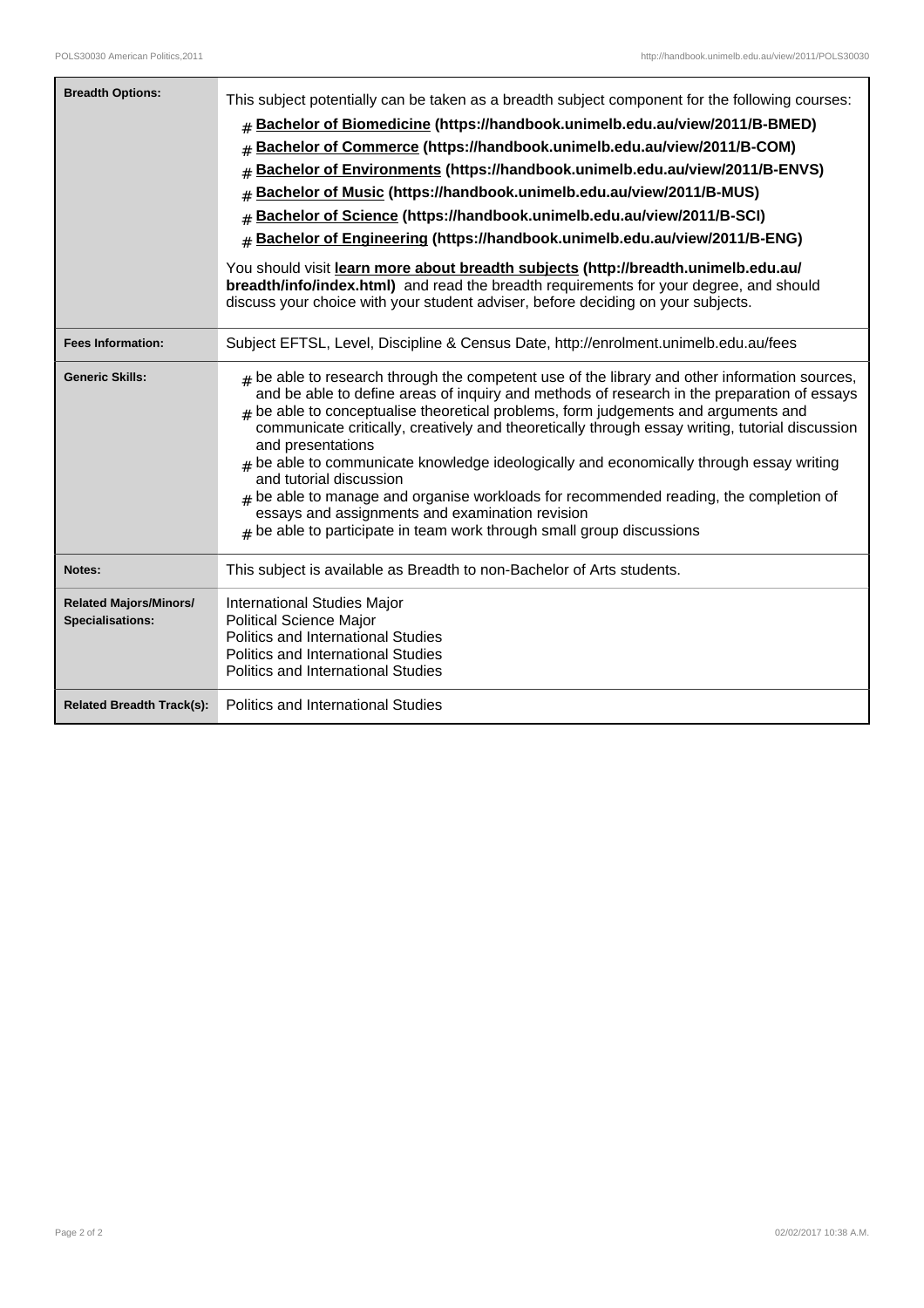| | |
|---|---|
| **Breadth Options:** | This subject potentially can be taken as a breadth subject component for the following courses:<br># **Bachelor of Biomedicine (https://handbook.unimelb.edu.au/view/2011/B-BMED)**<br># **Bachelor of Commerce (https://handbook.unimelb.edu.au/view/2011/B-COM)**<br># **Bachelor of Environments (https://handbook.unimelb.edu.au/view/2011/B-ENVS)**<br># **Bachelor of Music (https://handbook.unimelb.edu.au/view/2011/B-MUS)**<br># **Bachelor of Science (https://handbook.unimelb.edu.au/view/2011/B-SCI)**<br># **Bachelor of Engineering (https://handbook.unimelb.edu.au/view/2011/B-ENG)**<br><br>You should visit **learn more about breadth subjects (http://breadth.unimelb.edu.au/breadth/info/index.html)** and read the breadth requirements for your degree, and should discuss your choice with your student adviser, before deciding on your subjects. |
| **Fees Information:** | Subject EFTSL, Level, Discipline & Census Date, http://enrolment.unimelb.edu.au/fees |
| **Generic Skills:** | # be able to research through the competent use of the library and other information sources, and be able to define areas of inquiry and methods of research in the preparation of essays<br># be able to conceptualise theoretical problems, form judgements and arguments and communicate critically, creatively and theoretically through essay writing, tutorial discussion and presentations<br># be able to communicate knowledge ideologically and economically through essay writing and tutorial discussion<br># be able to manage and organise workloads for recommended reading, the completion of essays and assignments and examination revision<br># be able to participate in team work through small group discussions |
| **Notes:** | This subject is available as Breadth to non-Bachelor of Arts students. |
| **Related Majors/Minors/ Specialisations:** | International Studies Major<br>Political Science Major<br>Politics and International Studies<br>Politics and International Studies<br>Politics and International Studies |
| **Related Breadth Track(s):** | Politics and International Studies |